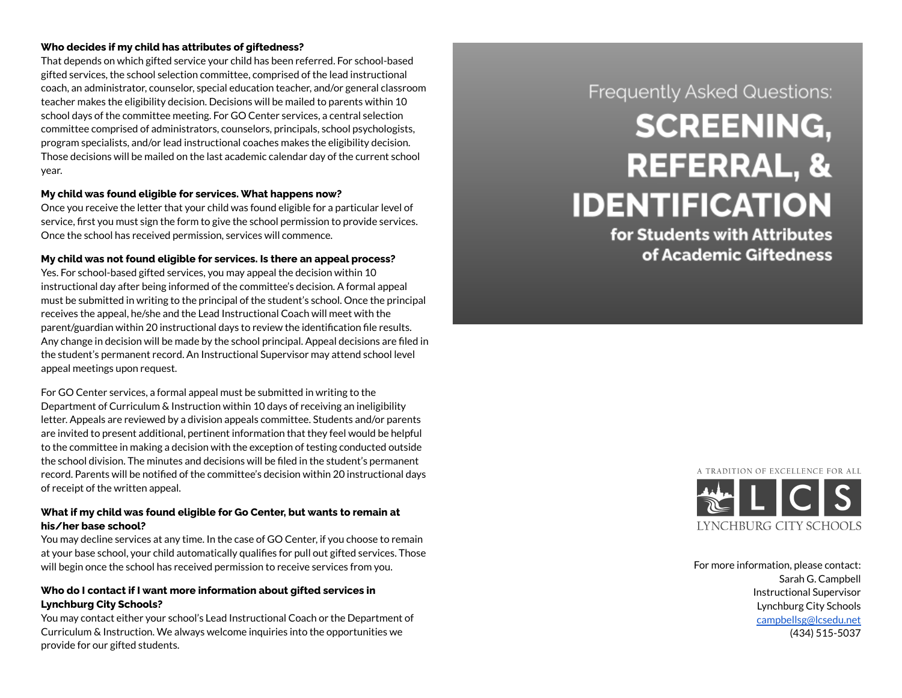# Frequently Asked Questions: SCREENING, REFERRAL, & IDENTIFICATION for Students with Attributes of Academic Giftedness

**Who decides if my child has attributes of giftedness?**
That depends on which gifted service your child has been referred. For school-based gifted services, the school selection committee, comprised of the lead instructional coach, an administrator, counselor, special education teacher, and/or general classroom teacher makes the eligibility decision. Decisions will be mailed to parents within 10 school days of the committee meeting. For GO Center services, a central selection committee comprised of administrators, counselors, principals, school psychologists, program specialists, and/or lead instructional coaches makes the eligibility decision. Those decisions will be mailed on the last academic calendar day of the current school year.

**My child was found eligible for services. What happens now?**
Once you receive the letter that your child was found eligible for a particular level of service, first you must sign the form to give the school permission to provide services. Once the school has received permission, services will commence.

**My child was not found eligible for services. Is there an appeal process?**
Yes. For school-based gifted services, you may appeal the decision within 10 instructional day after being informed of the committee's decision. A formal appeal must be submitted in writing to the principal of the student's school. Once the principal receives the appeal, he/she and the Lead Instructional Coach will meet with the parent/guardian within 20 instructional days to review the identification file results. Any change in decision will be made by the school principal. Appeal decisions are filed in the student's permanent record. An Instructional Supervisor may attend school level appeal meetings upon request.

For GO Center services, a formal appeal must be submitted in writing to the Department of Curriculum & Instruction within 10 days of receiving an ineligibility letter. Appeals are reviewed by a division appeals committee. Students and/or parents are invited to present additional, pertinent information that they feel would be helpful to the committee in making a decision with the exception of testing conducted outside the school division. The minutes and decisions will be filed in the student's permanent record. Parents will be notified of the committee's decision within 20 instructional days of receipt of the written appeal.

**What if my child was found eligible for Go Center, but wants to remain at his/her base school?**
You may decline services at any time. In the case of GO Center, if you choose to remain at your base school, your child automatically qualifies for pull out gifted services. Those will begin once the school has received permission to receive services from you.

**Who do I contact if I want more information about gifted services in Lynchburg City Schools?**
You may contact either your school's Lead Instructional Coach or the Department of Curriculum & Instruction. We always welcome inquiries into the opportunities we provide for our gifted students.

A TRADITION OF EXCELLENCE FOR ALL
LCS
LYNCHBURG CITY SCHOOLS

For more information, please contact:
Sarah G. Campbell
Instructional Supervisor
Lynchburg City Schools
campbellsg@lcsedu.net
(434) 515-5037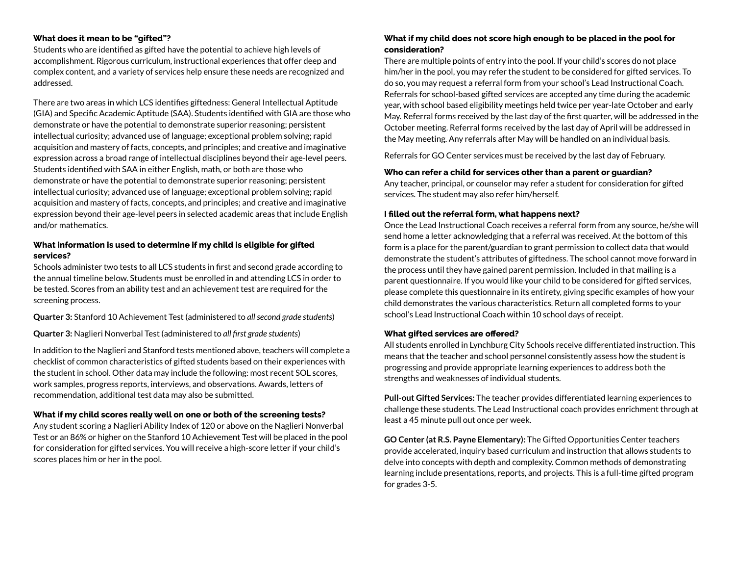**What does it mean to be "gifted"?**

Students who are identified as gifted have the potential to achieve high levels of accomplishment. Rigorous curriculum, instructional experiences that offer deep and complex content, and a variety of services help ensure these needs are recognized and addressed.

There are two areas in which LCS identifies giftedness: General Intellectual Aptitude (GIA) and Specific Academic Aptitude (SAA). Students identified with GIA are those who demonstrate or have the potential to demonstrate superior reasoning; persistent intellectual curiosity; advanced use of language; exceptional problem solving; rapid acquisition and mastery of facts, concepts, and principles; and creative and imaginative expression across a broad range of intellectual disciplines beyond their age-level peers. Students identified with SAA in either English, math, or both are those who demonstrate or have the potential to demonstrate superior reasoning; persistent intellectual curiosity; advanced use of language; exceptional problem solving; rapid acquisition and mastery of facts, concepts, and principles; and creative and imaginative expression beyond their age-level peers in selected academic areas that include English and/or mathematics.

**What information is used to determine if my child is eligible for gifted services?**

Schools administer two tests to all LCS students in first and second grade according to the annual timeline below. Students must be enrolled in and attending LCS in order to be tested. Scores from an ability test and an achievement test are required for the screening process.

**Quarter 3:** Stanford 10 Achievement Test (administered to *all second grade students*)

**Quarter 3:** Naglieri Nonverbal Test (administered to *all first grade students*)

In addition to the Naglieri and Stanford tests mentioned above, teachers will complete a checklist of common characteristics of gifted students based on their experiences with the student in school. Other data may include the following: most recent SOL scores, work samples, progress reports, interviews, and observations. Awards, letters of recommendation, additional test data may also be submitted.

**What if my child scores really well on one or both of the screening tests?**

Any student scoring a Naglieri Ability Index of 120 or above on the Naglieri Nonverbal Test or an 86% or higher on the Stanford 10 Achievement Test will be placed in the pool for consideration for gifted services. You will receive a high-score letter if your child's scores places him or her in the pool.

**What if my child does not score high enough to be placed in the pool for consideration?**

There are multiple points of entry into the pool. If your child's scores do not place him/her in the pool, you may refer the student to be considered for gifted services. To do so, you may request a referral form from your school's Lead Instructional Coach. Referrals for school-based gifted services are accepted any time during the academic year, with school based eligibility meetings held twice per year-late October and early May. Referral forms received by the last day of the first quarter, will be addressed in the October meeting. Referral forms received by the last day of April will be addressed in the May meeting. Any referrals after May will be handled on an individual basis.

Referrals for GO Center services must be received by the last day of February.

**Who can refer a child for services other than a parent or guardian?**

Any teacher, principal, or counselor may refer a student for consideration for gifted services. The student may also refer him/herself.

**I filled out the referral form, what happens next?**

Once the Lead Instructional Coach receives a referral form from any source, he/she will send home a letter acknowledging that a referral was received. At the bottom of this form is a place for the parent/guardian to grant permission to collect data that would demonstrate the student's attributes of giftedness. The school cannot move forward in the process until they have gained parent permission. Included in that mailing is a parent questionnaire. If you would like your child to be considered for gifted services, please complete this questionnaire in its entirety, giving specific examples of how your child demonstrates the various characteristics. Return all completed forms to your school's Lead Instructional Coach within 10 school days of receipt.

**What gifted services are offered?**

All students enrolled in Lynchburg City Schools receive differentiated instruction. This means that the teacher and school personnel consistently assess how the student is progressing and provide appropriate learning experiences to address both the strengths and weaknesses of individual students.

**Pull-out Gifted Services:** The teacher provides differentiated learning experiences to challenge these students. The Lead Instructional coach provides enrichment through at least a 45 minute pull out once per week.

**GO Center (at R.S. Payne Elementary):** The Gifted Opportunities Center teachers provide accelerated, inquiry based curriculum and instruction that allows students to delve into concepts with depth and complexity. Common methods of demonstrating learning include presentations, reports, and projects. This is a full-time gifted program for grades 3-5.